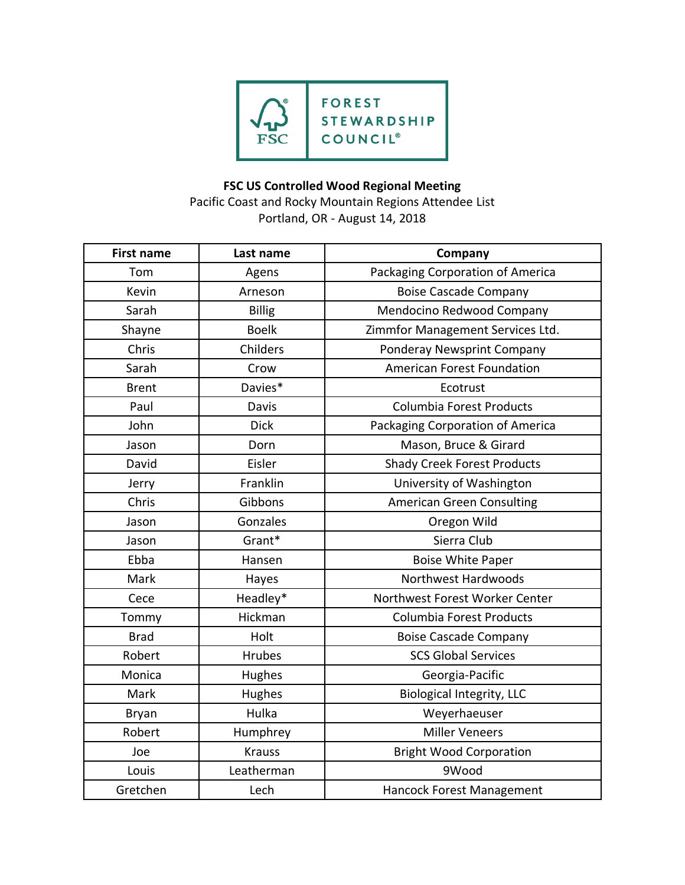FOREST STEWARDSHIP COUNCIL®

**FSC US Controlled Wood Regional Meeting**

Pacific Coast and Rocky Mountain Regions Attendee List

Portland, OR - August 14, 2018

| First name | Last name | Company |
|---|---|---|
| Tom | Agens | Packaging Corporation of America |
| Kevin | Arneson | Boise Cascade Company |
| Sarah | Billig | Mendocino Redwood Company |
| Shayne | Boelk | Zimmfor Management Services Ltd. |
| Chris | Childers | Ponderay Newsprint Company |
| Sarah | Crow | American Forest Foundation |
| Brent | Davies* | Ecotrust |
| Paul | Davis | Columbia Forest Products |
| John | Dick | Packaging Corporation of America |
| Jason | Dorn | Mason, Bruce & Girard |
| David | Eisler | Shady Creek Forest Products |
| Jerry | Franklin | University of Washington |
| Chris | Gibbons | American Green Consulting |
| Jason | Gonzales | Oregon Wild |
| Jason | Grant* | Sierra Club |
| Ebba | Hansen | Boise White Paper |
| Mark | Hayes | Northwest Hardwoods |
| Cece | Headley* | Northwest Forest Worker Center |
| Tommy | Hickman | Columbia Forest Products |
| Brad | Holt | Boise Cascade Company |
| Robert | Hrubes | SCS Global Services |
| Monica | Hughes | Georgia-Pacific |
| Mark | Hughes | Biological Integrity, LLC |
| Bryan | Hulka | Weyerhaeuser |
| Robert | Humphrey | Miller Veneers |
| Joe | Krauss | Bright Wood Corporation |
| Louis | Leatherman | 9Wood |
| Gretchen | Lech | Hancock Forest Management |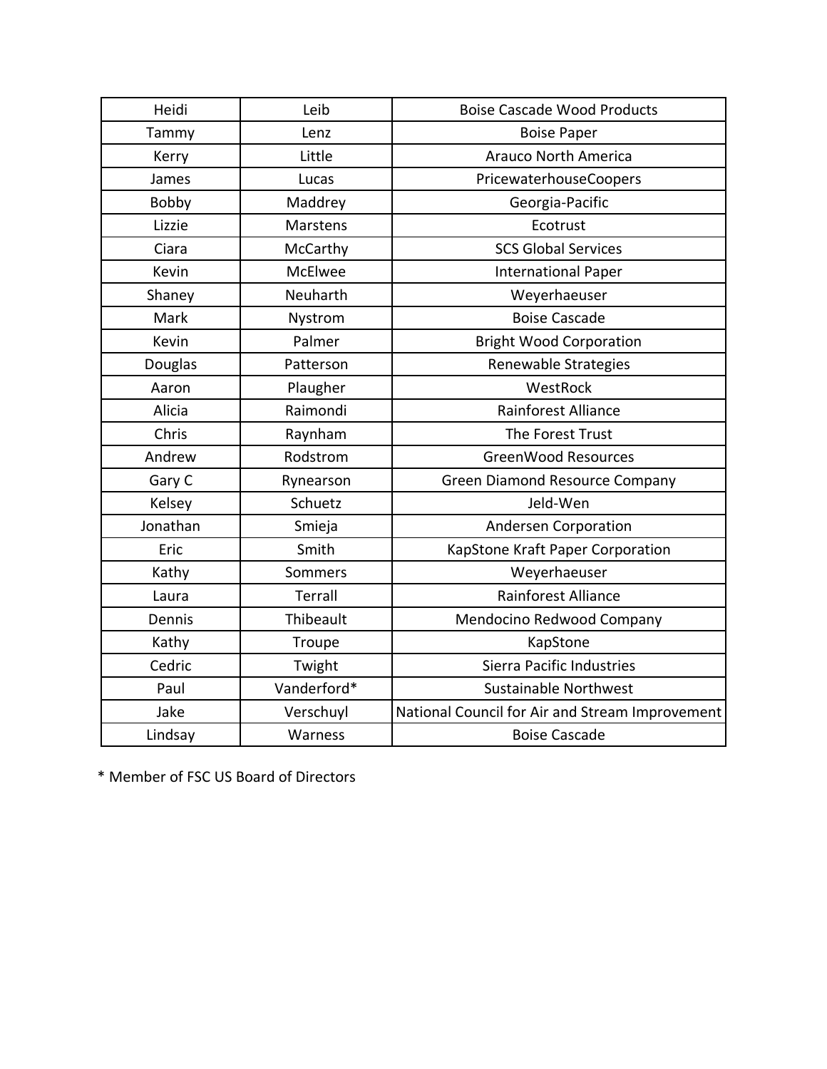| | | |
|---|---|---|
| Heidi | Leib | Boise Cascade Wood Products |
| Tammy | Lenz | Boise Paper |
| Kerry | Little | Arauco North America |
| James | Lucas | PricewaterhouseCoopers |
| Bobby | Maddrey | Georgia-Pacific |
| Lizzie | Marstens | Ecotrust |
| Ciara | McCarthy | SCS Global Services |
| Kevin | McElwee | International Paper |
| Shaney | Neuharth | Weyerhaeuser |
| Mark | Nystrom | Boise Cascade |
| Kevin | Palmer | Bright Wood Corporation |
| Douglas | Patterson | Renewable Strategies |
| Aaron | Plaugher | WestRock |
| Alicia | Raimondi | Rainforest Alliance |
| Chris | Raynham | The Forest Trust |
| Andrew | Rodstrom | GreenWood Resources |
| Gary C | Rynearson | Green Diamond Resource Company |
| Kelsey | Schuetz | Jeld-Wen |
| Jonathan | Smieja | Andersen Corporation |
| Eric | Smith | KapStone Kraft Paper Corporation |
| Kathy | Sommers | Weyerhaeuser |
| Laura | Terrall | Rainforest Alliance |
| Dennis | Thibeault | Mendocino Redwood Company |
| Kathy | Troupe | KapStone |
| Cedric | Twight | Sierra Pacific Industries |
| Paul | Vanderford* | Sustainable Northwest |
| Jake | Verschuyl | National Council for Air and Stream Improvement |
| Lindsay | Warness | Boise Cascade |

* Member of FSC US Board of Directors